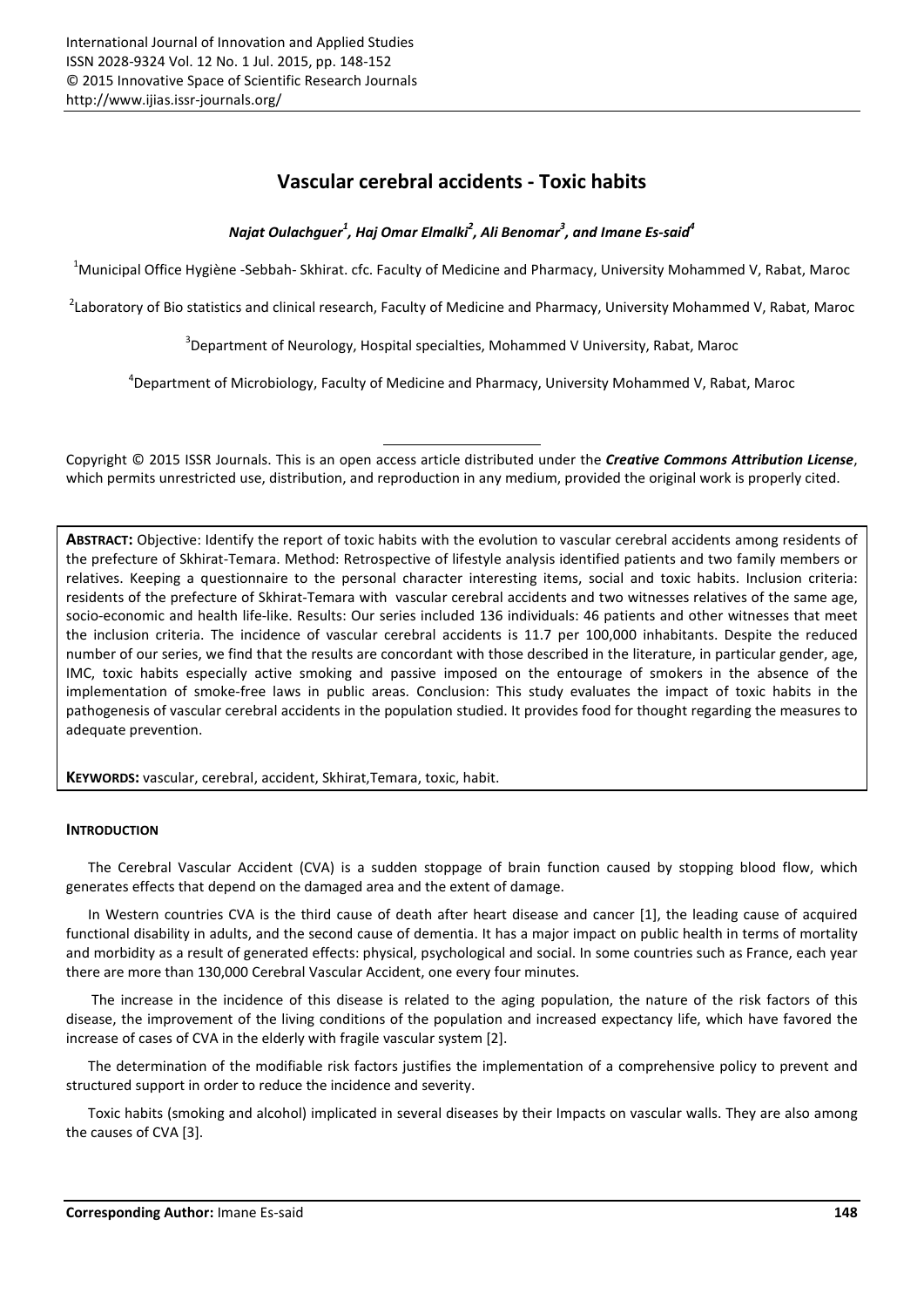# Vascular cerebral accidents - Toxic habits

***Najat Oulachguer[1], Haj Omar Elmalki[2], Ali Benomar[3], and Imane Es-said[4]***

[1]Municipal Office Hygiène -Sebbah- Skhirat. cfc. Faculty of Medicine and Pharmacy, University Mohammed V, Rabat, Maroc

[2]Laboratory of Bio statistics and clinical research, Faculty of Medicine and Pharmacy, University Mohammed V, Rabat, Maroc

[3]Department of Neurology, Hospital specialties, Mohammed V University, Rabat, Maroc

[4]Department of Microbiology, Faculty of Medicine and Pharmacy, University Mohammed V, Rabat, Maroc

Copyright © 2015 ISSR Journals. This is an open access article distributed under the ***Creative Commons Attribution License***, which permits unrestricted use, distribution, and reproduction in any medium, provided the original work is properly cited.

**ABSTRACT:** Objective: Identify the report of toxic habits with the evolution to vascular cerebral accidents among residents of the prefecture of Skhirat-Temara. Method: Retrospective of lifestyle analysis identified patients and two family members or relatives. Keeping a questionnaire to the personal character interesting items, social and toxic habits. Inclusion criteria: residents of the prefecture of Skhirat-Temara with vascular cerebral accidents and two witnesses relatives of the same age, socio-economic and health life-like. Results: Our series included 136 individuals: 46 patients and other witnesses that meet the inclusion criteria. The incidence of vascular cerebral accidents is 11.7 per 100,000 inhabitants. Despite the reduced number of our series, we find that the results are concordant with those described in the literature, in particular gender, age, IMC, toxic habits especially active smoking and passive imposed on the entourage of smokers in the absence of the implementation of smoke-free laws in public areas. Conclusion: This study evaluates the impact of toxic habits in the pathogenesis of vascular cerebral accidents in the population studied. It provides food for thought regarding the measures to adequate prevention.

**KEYWORDS:** vascular, cerebral, accident, Skhirat,Temara, toxic, habit.

## INTRODUCTION

The Cerebral Vascular Accident (CVA) is a sudden stoppage of brain function caused by stopping blood flow, which generates effects that depend on the damaged area and the extent of damage.

In Western countries CVA is the third cause of death after heart disease and cancer [1], the leading cause of acquired functional disability in adults, and the second cause of dementia. It has a major impact on public health in terms of mortality and morbidity as a result of generated effects: physical, psychological and social. In some countries such as France, each year there are more than 130,000 Cerebral Vascular Accident, one every four minutes.

The increase in the incidence of this disease is related to the aging population, the nature of the risk factors of this disease, the improvement of the living conditions of the population and increased expectancy life, which have favored the increase of cases of CVA in the elderly with fragile vascular system [2].

The determination of the modifiable risk factors justifies the implementation of a comprehensive policy to prevent and structured support in order to reduce the incidence and severity.

Toxic habits (smoking and alcohol) implicated in several diseases by their Impacts on vascular walls. They are also among the causes of CVA [3].

**Corresponding Author:** Imane Es-said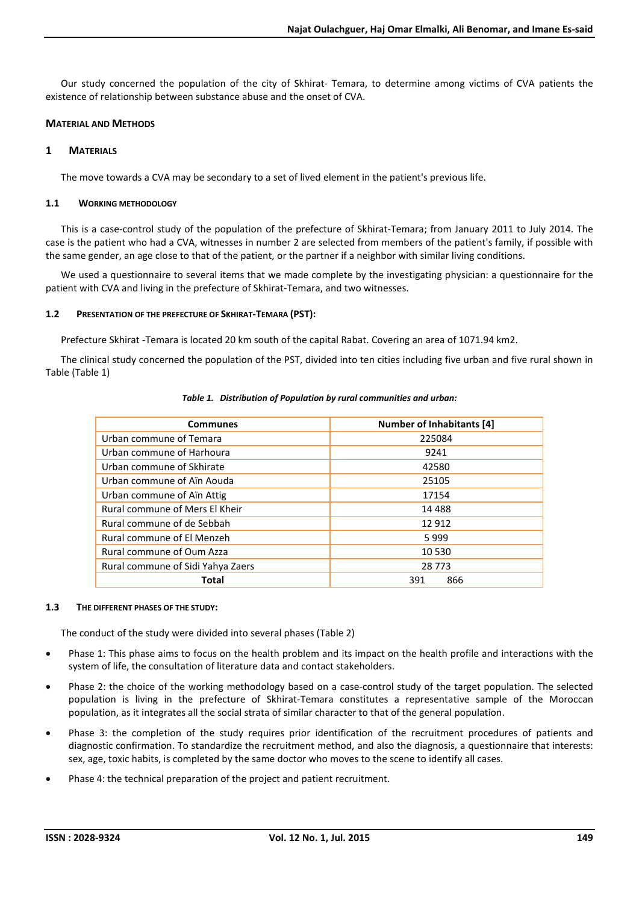Our study concerned the population of the city of Skhirat- Temara, to determine among victims of CVA patients the existence of relationship between substance abuse and the onset of CVA.

## MATERIAL AND METHODS

## 1 MATERIALS

The move towards a CVA may be secondary to a set of lived element in the patient's previous life.

### 1.1 WORKING METHODOLOGY

This is a case-control study of the population of the prefecture of Skhirat-Temara; from January 2011 to July 2014. The case is the patient who had a CVA, witnesses in number 2 are selected from members of the patient's family, if possible with the same gender, an age close to that of the patient, or the partner if a neighbor with similar living conditions.

We used a questionnaire to several items that we made complete by the investigating physician: a questionnaire for the patient with CVA and living in the prefecture of Skhirat-Temara, and two witnesses.

### 1.2 PRESENTATION OF THE PREFECTURE OF SKHIRAT-TEMARA (PST):

Prefecture Skhirat -Temara is located 20 km south of the capital Rabat. Covering an area of 1071.94 km2.

The clinical study concerned the population of the PST, divided into ten cities including five urban and five rural shown in Table (Table 1)

*Table 1. Distribution of Population by rural communities and urban:*

| Communes | Number of Inhabitants [4] |
|---|---|
| Urban commune of Temara | 225084 |
| Urban commune of Harhoura | 9241 |
| Urban commune of Skhirate | 42580 |
| Urban commune of Aïn Aouda | 25105 |
| Urban commune of Aïn Attig | 17154 |
| Rural commune of Mers El Kheir | 14 488 |
| Rural commune of de Sebbah | 12 912 |
| Rural commune of El Menzeh | 5 999 |
| Rural commune of Oum Azza | 10 530 |
| Rural commune of Sidi Yahya Zaers | 28 773 |
| **Total** | 391 866 |

### 1.3 THE DIFFERENT PHASES OF THE STUDY:

The conduct of the study were divided into several phases (Table 2)

- Phase 1: This phase aims to focus on the health problem and its impact on the health profile and interactions with the system of life, the consultation of literature data and contact stakeholders.
- Phase 2: the choice of the working methodology based on a case-control study of the target population. The selected population is living in the prefecture of Skhirat-Temara constitutes a representative sample of the Moroccan population, as it integrates all the social strata of similar character to that of the general population.
- Phase 3: the completion of the study requires prior identification of the recruitment procedures of patients and diagnostic confirmation. To standardize the recruitment method, and also the diagnosis, a questionnaire that interests: sex, age, toxic habits, is completed by the same doctor who moves to the scene to identify all cases.
- Phase 4: the technical preparation of the project and patient recruitment.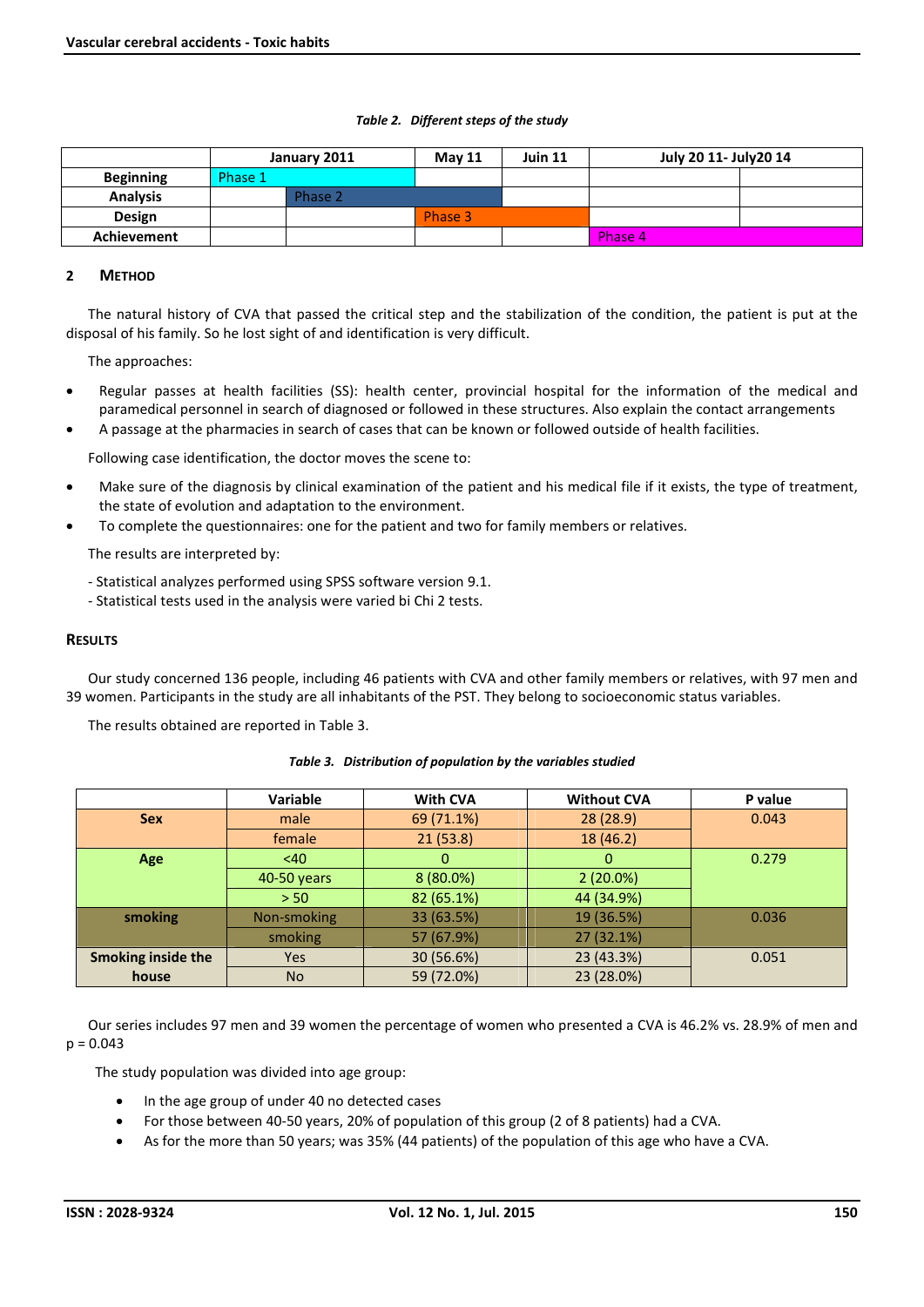*Table 2. Different steps of the study*

| | January 2011 | | May 11 | Juin 11 | July 20 11- July20 14 | |
|---|---|---|---|---|---|---|
| **Beginning** | Phase 1 | | | | | |
| **Analysis** | | Phase 2 | | | | |
| **Design** | | | Phase 3 | | | |
| **Achievement** | | | | | Phase 4 | |

## 2 METHOD

The natural history of CVA that passed the critical step and the stabilization of the condition, the patient is put at the disposal of his family. So he lost sight of and identification is very difficult.

The approaches:

- Regular passes at health facilities (SS): health center, provincial hospital for the information of the medical and paramedical personnel in search of diagnosed or followed in these structures. Also explain the contact arrangements
- A passage at the pharmacies in search of cases that can be known or followed outside of health facilities.

Following case identification, the doctor moves the scene to:

- Make sure of the diagnosis by clinical examination of the patient and his medical file if it exists, the type of treatment, the state of evolution and adaptation to the environment.
- To complete the questionnaires: one for the patient and two for family members or relatives.

The results are interpreted by:

- Statistical analyzes performed using SPSS software version 9.1.
- Statistical tests used in the analysis were varied bi Chi 2 tests.

## RESULTS

Our study concerned 136 people, including 46 patients with CVA and other family members or relatives, with 97 men and 39 women. Participants in the study are all inhabitants of the PST. They belong to socioeconomic status variables.

The results obtained are reported in Table 3.

*Table 3. Distribution of population by the variables studied*

| | Variable | With CVA | Without CVA | P value |
|---|---|---|---|---|
| **Sex** | male | 69 (71.1%) | 28 (28.9) | 0.043 |
| | female | 21 (53.8) | 18 (46.2) | |
| **Age** | <40 | 0 | 0 | 0.279 |
| | 40-50 years | 8 (80.0%) | 2 (20.0%) | |
| | > 50 | 82 (65.1%) | 44 (34.9%) | |
| **smoking** | Non-smoking | 33 (63.5%) | 19 (36.5%) | 0.036 |
| | smoking | 57 (67.9%) | 27 (32.1%) | |
| **Smoking inside the house** | Yes | 30 (56.6%) | 23 (43.3%) | 0.051 |
| | No | 59 (72.0%) | 23 (28.0%) | |

Our series includes 97 men and 39 women the percentage of women who presented a CVA is 46.2% vs. 28.9% of men and p = 0.043

The study population was divided into age group:

- In the age group of under 40 no detected cases
- For those between 40-50 years, 20% of population of this group (2 of 8 patients) had a CVA.
- As for the more than 50 years; was 35% (44 patients) of the population of this age who have a CVA.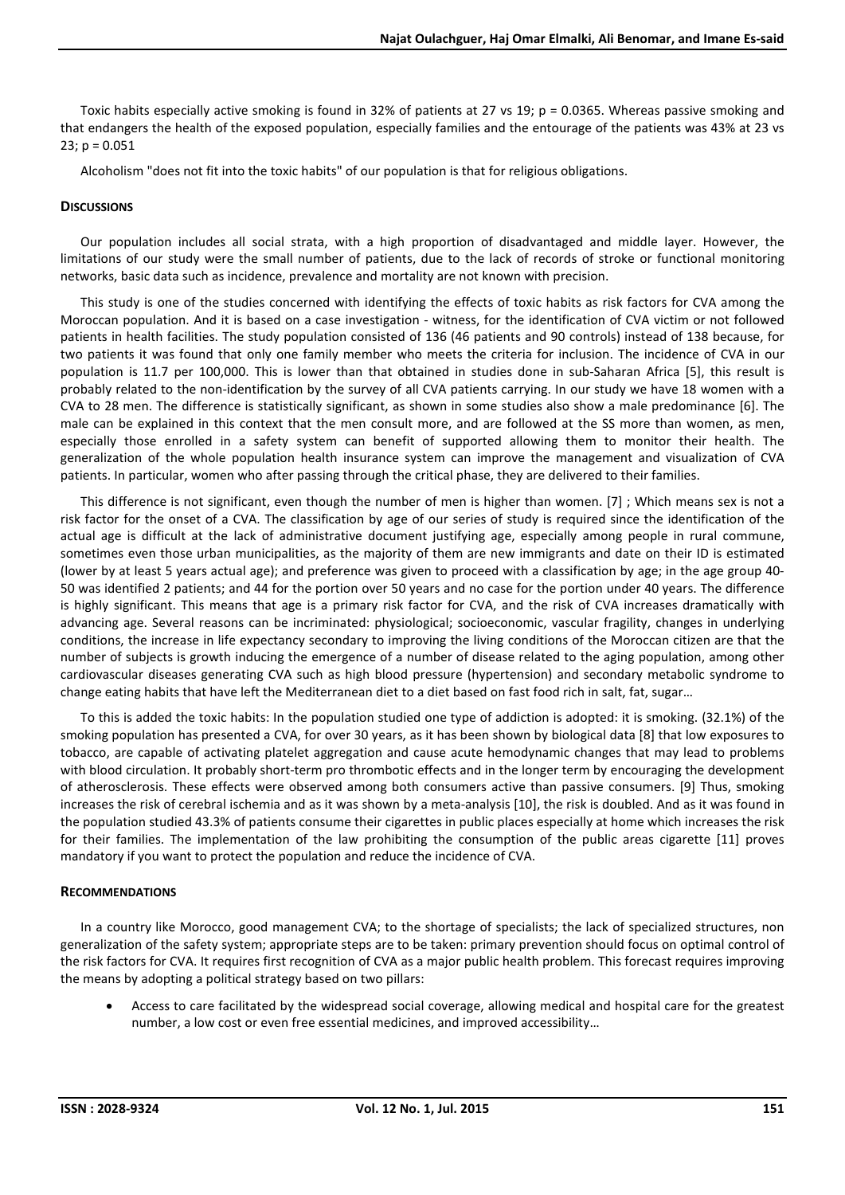Toxic habits especially active smoking is found in 32% of patients at 27 vs 19; p = 0.0365. Whereas passive smoking and that endangers the health of the exposed population, especially families and the entourage of the patients was 43% at 23 vs 23; p = 0.051

Alcoholism "does not fit into the toxic habits" of our population is that for religious obligations.

## DISCUSSIONS

Our population includes all social strata, with a high proportion of disadvantaged and middle layer. However, the limitations of our study were the small number of patients, due to the lack of records of stroke or functional monitoring networks, basic data such as incidence, prevalence and mortality are not known with precision.

This study is one of the studies concerned with identifying the effects of toxic habits as risk factors for CVA among the Moroccan population. And it is based on a case investigation - witness, for the identification of CVA victim or not followed patients in health facilities. The study population consisted of 136 (46 patients and 90 controls) instead of 138 because, for two patients it was found that only one family member who meets the criteria for inclusion. The incidence of CVA in our population is 11.7 per 100,000. This is lower than that obtained in studies done in sub-Saharan Africa [5], this result is probably related to the non-identification by the survey of all CVA patients carrying. In our study we have 18 women with a CVA to 28 men. The difference is statistically significant, as shown in some studies also show a male predominance [6]. The male can be explained in this context that the men consult more, and are followed at the SS more than women, as men, especially those enrolled in a safety system can benefit of supported allowing them to monitor their health. The generalization of the whole population health insurance system can improve the management and visualization of CVA patients. In particular, women who after passing through the critical phase, they are delivered to their families.

This difference is not significant, even though the number of men is higher than women. [7] ; Which means sex is not a risk factor for the onset of a CVA. The classification by age of our series of study is required since the identification of the actual age is difficult at the lack of administrative document justifying age, especially among people in rural commune, sometimes even those urban municipalities, as the majority of them are new immigrants and date on their ID is estimated (lower by at least 5 years actual age); and preference was given to proceed with a classification by age; in the age group 40-50 was identified 2 patients; and 44 for the portion over 50 years and no case for the portion under 40 years. The difference is highly significant. This means that age is a primary risk factor for CVA, and the risk of CVA increases dramatically with advancing age. Several reasons can be incriminated: physiological; socioeconomic, vascular fragility, changes in underlying conditions, the increase in life expectancy secondary to improving the living conditions of the Moroccan citizen are that the number of subjects is growth inducing the emergence of a number of disease related to the aging population, among other cardiovascular diseases generating CVA such as high blood pressure (hypertension) and secondary metabolic syndrome to change eating habits that have left the Mediterranean diet to a diet based on fast food rich in salt, fat, sugar…

To this is added the toxic habits: In the population studied one type of addiction is adopted: it is smoking. (32.1%) of the smoking population has presented a CVA, for over 30 years, as it has been shown by biological data [8] that low exposures to tobacco, are capable of activating platelet aggregation and cause acute hemodynamic changes that may lead to problems with blood circulation. It probably short-term pro thrombotic effects and in the longer term by encouraging the development of atherosclerosis. These effects were observed among both consumers active than passive consumers. [9] Thus, smoking increases the risk of cerebral ischemia and as it was shown by a meta-analysis [10], the risk is doubled. And as it was found in the population studied 43.3% of patients consume their cigarettes in public places especially at home which increases the risk for their families. The implementation of the law prohibiting the consumption of the public areas cigarette [11] proves mandatory if you want to protect the population and reduce the incidence of CVA.

## RECOMMENDATIONS

In a country like Morocco, good management CVA; to the shortage of specialists; the lack of specialized structures, non generalization of the safety system; appropriate steps are to be taken: primary prevention should focus on optimal control of the risk factors for CVA. It requires first recognition of CVA as a major public health problem. This forecast requires improving the means by adopting a political strategy based on two pillars:

- Access to care facilitated by the widespread social coverage, allowing medical and hospital care for the greatest number, a low cost or even free essential medicines, and improved accessibility…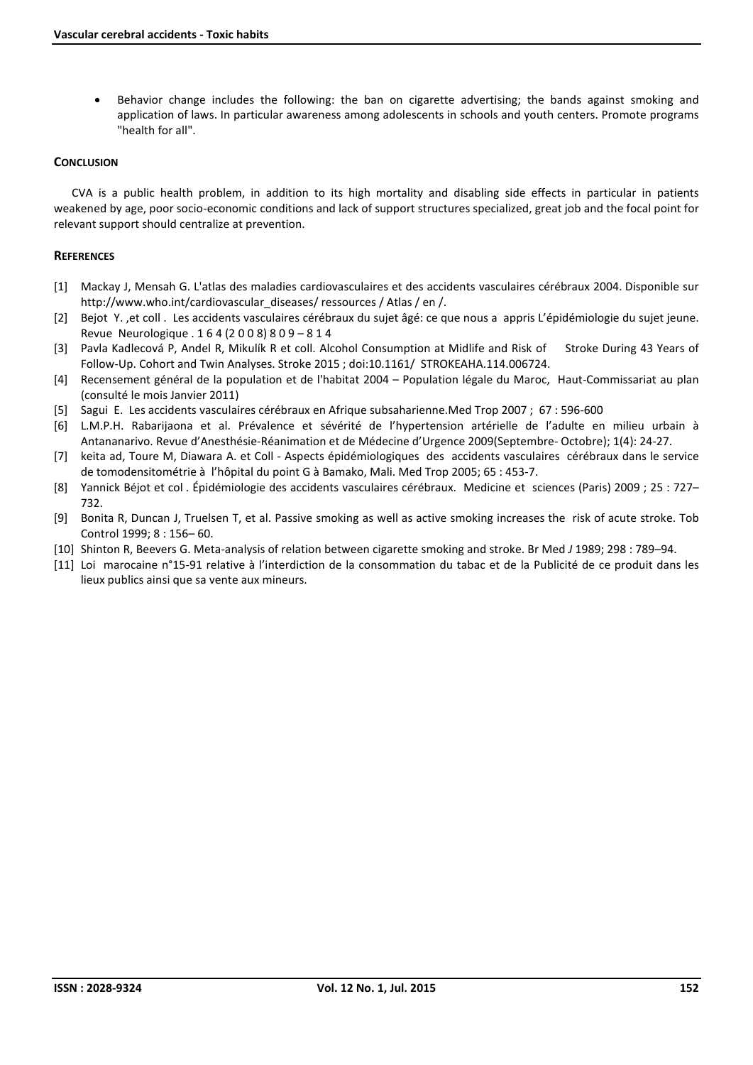- Behavior change includes the following: the ban on cigarette advertising; the bands against smoking and application of laws. In particular awareness among adolescents in schools and youth centers. Promote programs "health for all".

## CONCLUSION

CVA is a public health problem, in addition to its high mortality and disabling side effects in particular in patients weakened by age, poor socio-economic conditions and lack of support structures specialized, great job and the focal point for relevant support should centralize at prevention.

## REFERENCES

[1] Mackay J, Mensah G. L'atlas des maladies cardiovasculaires et des accidents vasculaires cérébraux 2004. Disponible sur http://www.who.int/cardiovascular_diseases/ ressources / Atlas / en /.

[2] Bejot Y. ,et coll . Les accidents vasculaires cérébraux du sujet âgé: ce que nous a appris L'épidémiologie du sujet jeune. Revue Neurologique . 1 6 4 (2 0 0 8) 8 0 9 – 8 1 4

[3] Pavla Kadlecová P, Andel R, Mikulík R et coll. Alcohol Consumption at Midlife and Risk of Stroke During 43 Years of Follow-Up. Cohort and Twin Analyses. Stroke 2015 ; doi:10.1161/ STROKEAHA.114.006724.

[4] Recensement général de la population et de l'habitat 2004 – Population légale du Maroc, Haut-Commissariat au plan (consulté le mois Janvier 2011)

[5] Sagui E. Les accidents vasculaires cérébraux en Afrique subsaharienne.Med Trop 2007 ; 67 : 596-600

[6] L.M.P.H. Rabarijaona et al. Prévalence et sévérité de l'hypertension artérielle de l'adulte en milieu urbain à Antananarivo. Revue d'Anesthésie-Réanimation et de Médecine d'Urgence 2009(Septembre- Octobre); 1(4): 24-27.

[7] keita ad, Toure M, Diawara A. et Coll - Aspects épidémiologiques des accidents vasculaires cérébraux dans le service de tomodensitométrie à l'hôpital du point G à Bamako, Mali. Med Trop 2005; 65 : 453-7.

[8] Yannick Béjot et col . Épidémiologie des accidents vasculaires cérébraux. Medicine et sciences (Paris) 2009 ; 25 : 727–732.

[9] Bonita R, Duncan J, Truelsen T, et al. Passive smoking as well as active smoking increases the risk of acute stroke. Tob Control 1999; 8 : 156– 60.

[10] Shinton R, Beevers G. Meta-analysis of relation between cigarette smoking and stroke. Br Med *J* 1989; 298 : 789–94.

[11] Loi marocaine n°15-91 relative à l'interdiction de la consommation du tabac et de la Publicité de ce produit dans les lieux publics ainsi que sa vente aux mineurs.